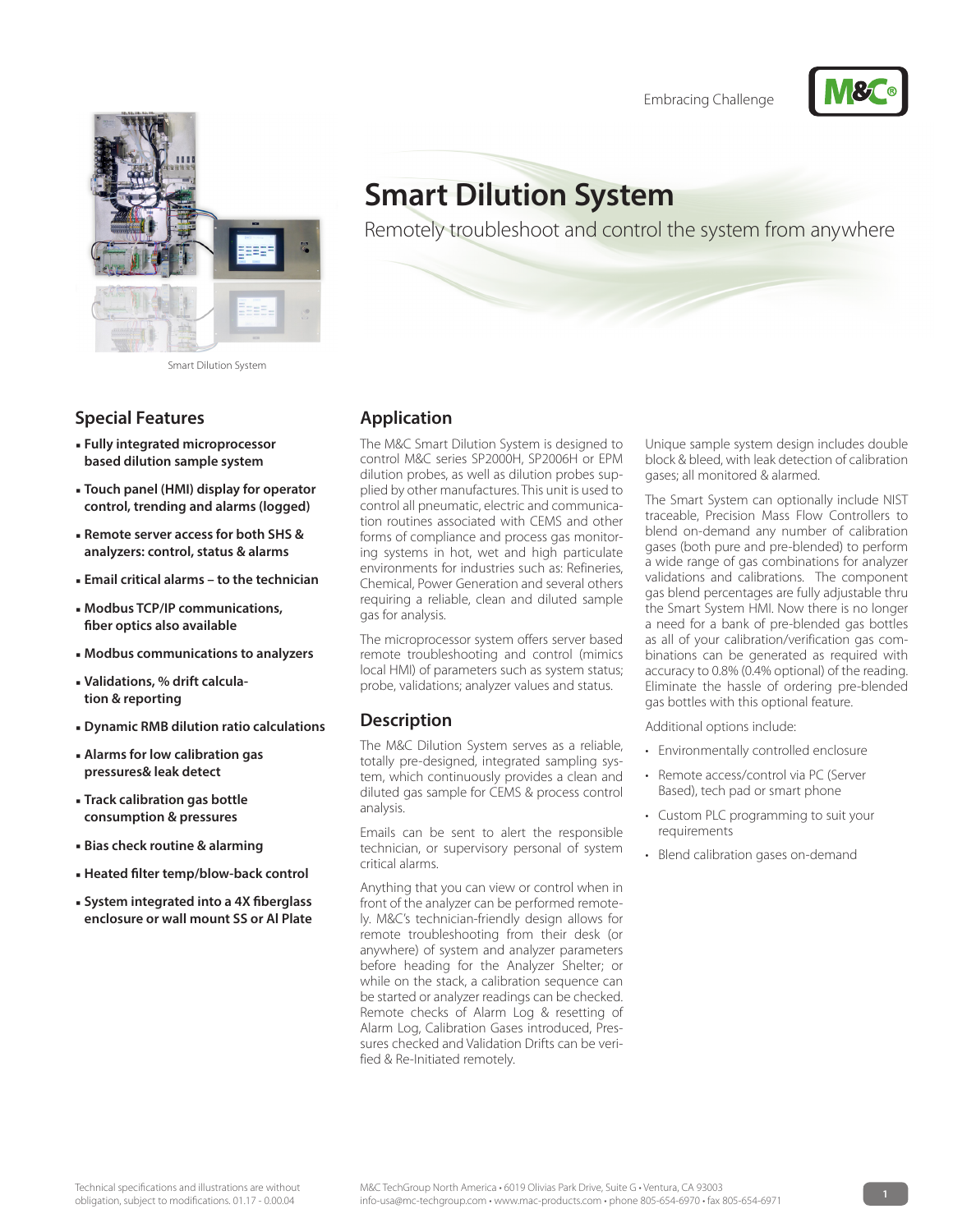Embracing Challenge

# Smart Dilution System

Remotely troubleshoot and control the system from anywhere

Smart Dilution System

## Special Features

- **Fully integrated microprocessor based dilution sample system**
- **Touch panel (HMI) display for operator control, trending and alarms (logged)**
- **Remote server access for both SHS & analyzers: control, status & alarms**
- **Email critical alarms – to the technician**
- **Modbus TCP/IP communications, fiber optics also available**
- **Modbus communications to analyzers**
- **Validations, % drift calculation & reporting**
- **Dynamic RMB dilution ratio calculations**
- **Alarms for low calibration gas pressures& leak detect**
- **Track calibration gas bottle consumption & pressures**
- **Bias check routine & alarming**
- **Heated filter temp/blow-back control**
- **System integrated into a 4X fiberglass enclosure or wall mount SS or Al Plate**

## Application

The M&C Smart Dilution System is designed to control M&C series SP2000H, SP2006H or EPM dilution probes, as well as dilution probes supplied by other manufactures. This unit is used to control all pneumatic, electric and communication routines associated with CEMS and other forms of compliance and process gas monitoring systems in hot, wet and high particulate environments for industries such as: Refineries, Chemical, Power Generation and several others requiring a reliable, clean and diluted sample gas for analysis.

The microprocessor system offers server based remote troubleshooting and control (mimics local HMI) of parameters such as system status; probe, validations; analyzer values and status.

## Description

The M&C Dilution System serves as a reliable, totally pre-designed, integrated sampling system, which continuously provides a clean and diluted gas sample for CEMS & process control analysis.

Emails can be sent to alert the responsible technician, or supervisory personal of system critical alarms.

Anything that you can view or control when in front of the analyzer can be performed remotely. M&C's technician-friendly design allows for remote troubleshooting from their desk (or anywhere) of system and analyzer parameters before heading for the Analyzer Shelter; or while on the stack, a calibration sequence can be started or analyzer readings can be checked. Remote checks of Alarm Log & resetting of Alarm Log, Calibration Gases introduced, Pressures checked and Validation Drifts can be verified & Re-Initiated remotely.

Unique sample system design includes double block & bleed, with leak detection of calibration gases; all monitored & alarmed.

The Smart System can optionally include NIST traceable, Precision Mass Flow Controllers to blend on-demand any number of calibration gases (both pure and pre-blended) to perform a wide range of gas combinations for analyzer validations and calibrations. The component gas blend percentages are fully adjustable thru the Smart System HMI. Now there is no longer a need for a bank of pre-blended gas bottles as all of your calibration/verification gas combinations can be generated as required with accuracy to 0.8% (0.4% optional) of the reading. Eliminate the hassle of ordering pre-blended gas bottles with this optional feature.

Additional options include:

- Environmentally controlled enclosure
- Remote access/control via PC (Server Based), tech pad or smart phone
- Custom PLC programming to suit your requirements
- Blend calibration gases on-demand

Technical specifications and illustrations are without obligation, subject to modifications. 01.17 - 0.00.04

M&C TechGroup North America • 6019 Olivias Park Drive, Suite G • Ventura, CA 93003
info-usa@mc-techgroup.com • www.mac-products.com • phone 805-654-6970 • fax 805-654-6971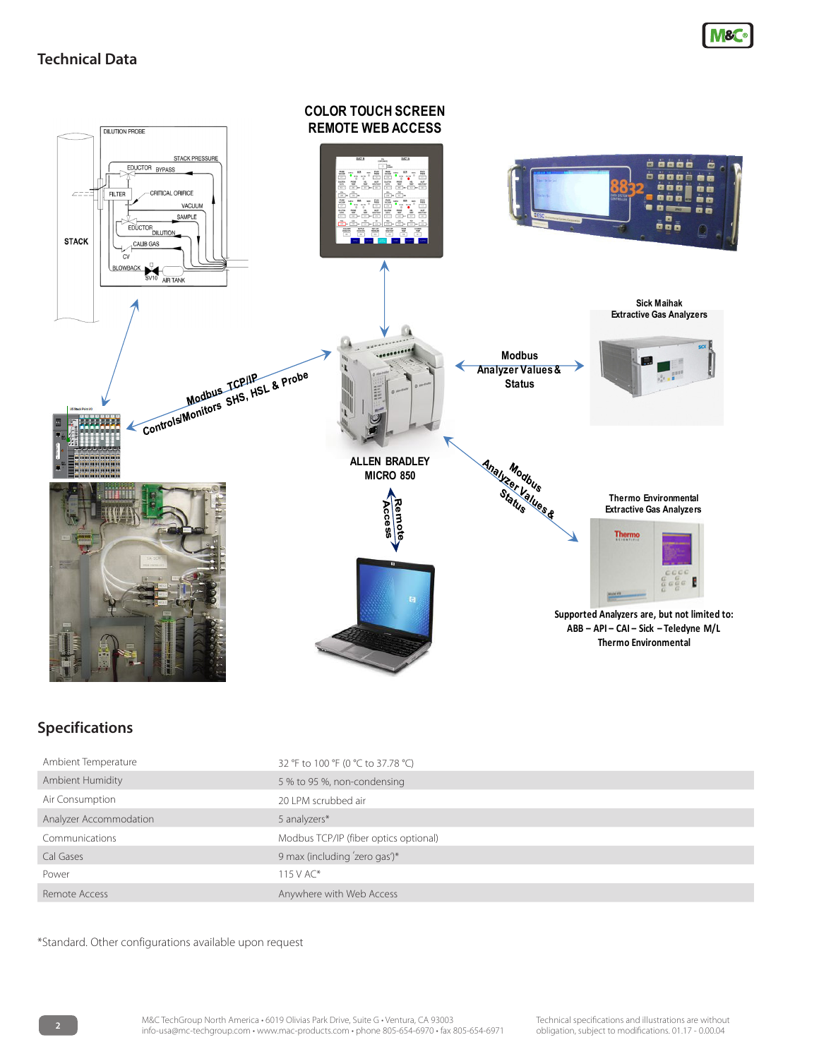## Technical Data

COLOR TOUCH SCREEN
REMOTE WEB ACCESS

DILUTION PROBE

STACK PRESSURE

EDUCTOR BYPASS

FILTER

CRITICAL ORIFICE

VACUUM

SAMPLE

EDUCTOR

DILUTION

CALIB GAS

CV

BLOWBACK

SV10

AIR TANK

STACK

Modbus TCP/IP
Controls/Monitors SHS, HSL & Probe

ALLEN BRADLEY
MICRO 850

Remote
Access

Modbus
Analyzer Values &
Status

Sick Maihak
Extractive Gas Analyzers

Modbus
Analyzer Values &
Status

Thermo Environmental
Extractive Gas Analyzers

Supported Analyzers are, but not limited to:
ABB – API – CAI – Sick – Teledyne M/L
Thermo Environmental

## Specifications

| | |
|---|---|
| Ambient Temperature | 32 °F to 100 °F (0 °C to 37.78 °C) |
| Ambient Humidity | 5 % to 95 %, non-condensing |
| Air Consumption | 20 LPM scrubbed air |
| Analyzer Accommodation | 5 analyzers* |
| Communications | Modbus TCP/IP (fiber optics optional) |
| Cal Gases | 9 max (including 'zero gas')* |
| Power | 115 V AC* |
| Remote Access | Anywhere with Web Access |

*Standard. Other configurations available upon request

M&C TechGroup North America • 6019 Olivias Park Drive, Suite G • Ventura, CA 93003
info-usa@mc-techgroup.com • www.mac-products.com • phone 805-654-6970 • fax 805-654-6971

Technical specifications and illustrations are without obligation, subject to modifications. 01.17 - 0.00.04